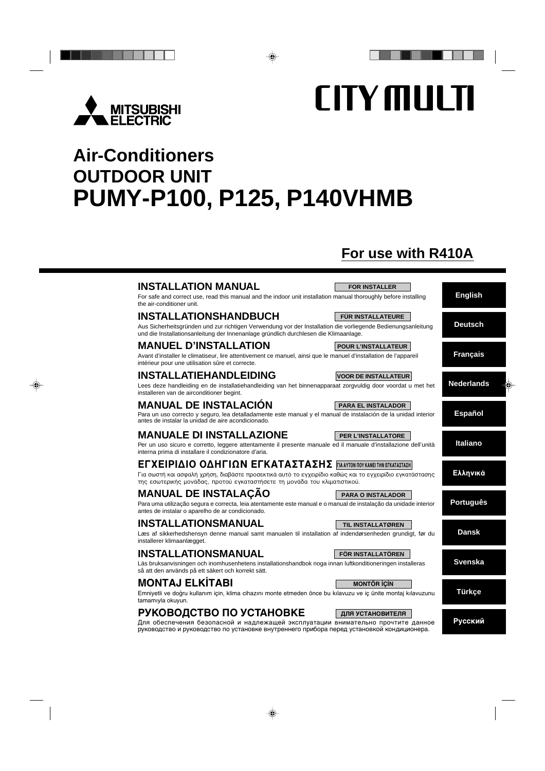MITSUBISHI ELECTRIC

CITY MULTI

# Air-Conditioners
# OUTDOOR UNIT
# PUMY-P100, P125, P140VHMB

**For use with R410A**

## INSTALLATION MANUAL

**FOR INSTALLER**

For safe and correct use, read this manual and the indoor unit installation manual thoroughly before installing the air-conditioner unit.

**English**

## INSTALLATIONSHANDBUCH

**FÜR INSTALLATEURE**

Aus Sicherheitsgründen und zur richtigen Verwendung vor der Installation die vorliegende Bedienungsanleitung und die Installationsanleitung der Innenanlage gründlich durchlesen die Klimaanlage.

**Deutsch**

## MANUEL D'INSTALLATION

**POUR L'INSTALLATEUR**

Avant d'installer le climatiseur, lire attentivement ce manuel, ainsi que le manuel d'installation de l'appareil intérieur pour une utilisation sûre et correcte.

**Français**

## INSTALLATIEHANDLEIDING

**VOOR DE INSTALLATEUR**

Lees deze handleiding en de installatiehandleiding van het binnenapparaat zorgvuldig door voordat u met het installeren van de airconditioner begint.

**Nederlands**

## MANUAL DE INSTALACIÓN

**PARA EL INSTALADOR**

Para un uso correcto y seguro, lea detalladamente este manual y el manual de instalación de la unidad interior antes de instalar la unidad de aire acondicionado.

**Español**

## MANUALE DI INSTALLAZIONE

**PER L'INSTALLATORE**

Per un uso sicuro e corretto, leggere attentamente il presente manuale ed il manuale d'installazione dell'unità interna prima di installare il condizionatore d'aria.

**Italiano**

## ΕΓΧΕΙΡΙΔΙΟ ΟΔΗΓΙΩΝ ΕΓΚΑΤΑΣΤΑΣΗΣ

**ΓΙΑ ΑΥΤΟΝ ΠΟΥ ΚΑΝΕΙ ΤΗΝ ΕΓΚΑΤΑΣΤΑΣΗ**

Για σωστή και ασφαλή χρήση, διαβάστε προσεκτικά αυτό το εγχειρίδιο καθώς και το εγχειρίδιο εγκατάστασης της εσωτερικής μονάδας, προτού εγκαταστήσετε τη μονάδα του κλιματιστικού.

**Ελληνικά**

## MANUAL DE INSTALAÇÃO

**PARA O INSTALADOR**

Para uma utilização segura e correcta, leia atentamente este manual e o manual de instalação da unidade interior antes de instalar o aparelho de ar condicionado.

**Português**

## INSTALLATIONSMANUAL

**TIL INSTALLATØREN**

Læs af sikkerhedshensyn denne manual samt manualen til installation af indendørsenheden grundigt, før du installerer klimaanlægget.

**Dansk**

## INSTALLATIONSMANUAL

**FÖR INSTALLATÖREN**

Läs bruksanvisningen och inomhusenhetens installationshandbok noga innan luftkonditioneringen installeras så att den används på ett säkert och korrekt sätt.

**Svenska**

## MONTAJ ELKİTABI

**MONTÖR İÇİN**

Emniyetli ve doğru kullanım için, klima cihazını monte etmeden önce bu kılavuzu ve iç ünite montaj kılavuzunu tamamıyla okuyun.

**Türkçe**

## РУКОВОДСТВО ПО УСТАНОВКЕ

**ДЛЯ УСТАНОВИТЕЛЯ**

Для обеспечения безопасной и надлежащей эксплуатации внимательно прочтите данное руководство и руководство по установке внутреннего прибора перед установкой кондиционера.

**Русский**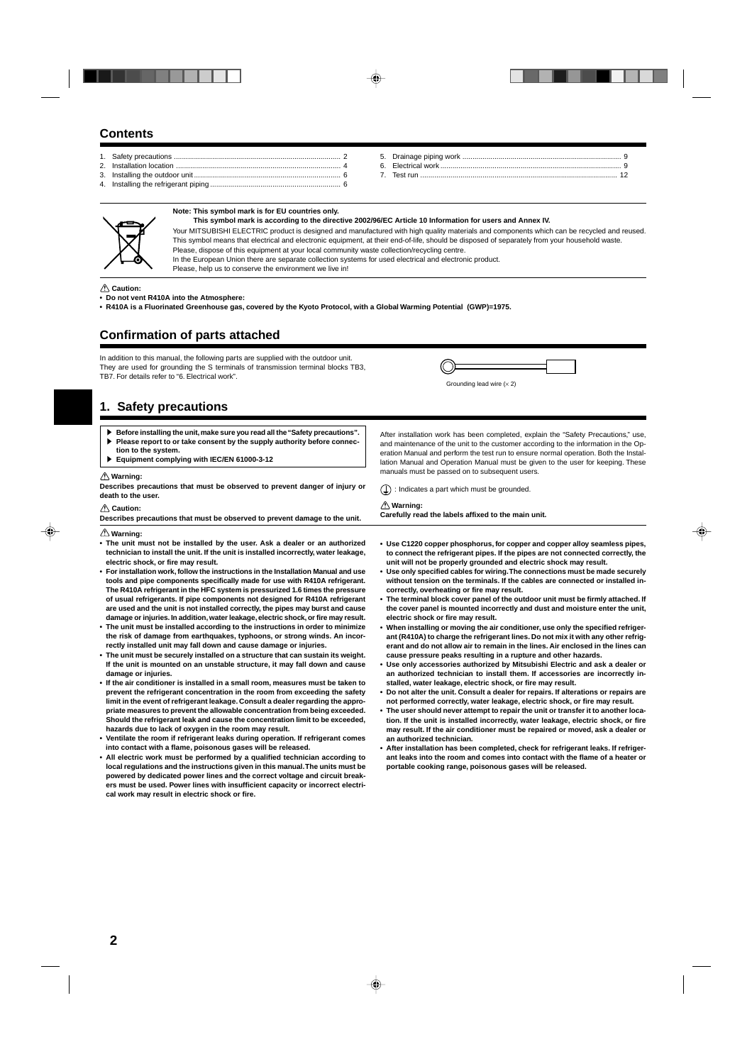## Contents

1. Safety precautions .................................................................................. 2
2. Installation location ................................................................................. 4
3. Installing the outdoor unit ........................................................................ 6
4. Installing the refrigerant piping ................................................................ 6
5. Drainage piping work ............................................................................... 9
6. Electrical work .......................................................................................... 9
7. Test run .................................................................................................. 12

**Note: This symbol mark is for EU countries only.**
**This symbol mark is according to the directive 2002/96/EC Article 10 Information for users and Annex IV.**

Your MITSUBISHI ELECTRIC product is designed and manufactured with high quality materials and components which can be recycled and reused.
This symbol means that electrical and electronic equipment, at their end-of-life, should be disposed of separately from your household waste.
Please, dispose of this equipment at your local community waste collection/recycling centre.
In the European Union there are separate collection systems for used electrical and electronic product.
Please, help us to conserve the environment we live in!

⚠ **Caution:**
- **Do not vent R410A into the Atmosphere:**
- **R410A is a Fluorinated Greenhouse gas, covered by the Kyoto Protocol, with a Global Warming Potential (GWP)=1975.**

## Confirmation of parts attached

In addition to this manual, the following parts are supplied with the outdoor unit.
They are used for grounding the S terminals of transmission terminal blocks TB3, TB7. For details refer to "6. Electrical work".

Grounding lead wire (× 2)

## 1. Safety precautions

- ▶ **Before installing the unit, make sure you read all the "Safety precautions".**
- ▶ **Please report to or take consent by the supply authority before connection to the system.**
- ▶ **Equipment complying with IEC/EN 61000-3-12**

⚠ **Warning:**
**Describes precautions that must be observed to prevent danger of injury or death to the user.**

⚠ **Caution:**
**Describes precautions that must be observed to prevent damage to the unit.**

After installation work has been completed, explain the "Safety Precautions," use, and maintenance of the unit to the customer according to the information in the Operation Manual and perform the test run to ensure normal operation. Both the Installation Manual and Operation Manual must be given to the user for keeping. These manuals must be passed on to subsequent users.

⏚ : Indicates a part which must be grounded.

⚠ **Warning:**
**Carefully read the labels affixed to the main unit.**

⚠ **Warning:**
- **The unit must not be installed by the user. Ask a dealer or an authorized technician to install the unit. If the unit is installed incorrectly, water leakage, electric shock, or fire may result.**
- **For installation work, follow the instructions in the Installation Manual and use tools and pipe components specifically made for use with R410A refrigerant. The R410A refrigerant in the HFC system is pressurized 1.6 times the pressure of usual refrigerants. If pipe components not designed for R410A refrigerant are used and the unit is not installed correctly, the pipes may burst and cause damage or injuries. In addition, water leakage, electric shock, or fire may result.**
- **The unit must be installed according to the instructions in order to minimize the risk of damage from earthquakes, typhoons, or strong winds. An incorrectly installed unit may fall down and cause damage or injuries.**
- **The unit must be securely installed on a structure that can sustain its weight. If the unit is mounted on an unstable structure, it may fall down and cause damage or injuries.**
- **If the air conditioner is installed in a small room, measures must be taken to prevent the refrigerant concentration in the room from exceeding the safety limit in the event of refrigerant leakage. Consult a dealer regarding the appropriate measures to prevent the allowable concentration from being exceeded. Should the refrigerant leak and cause the concentration limit to be exceeded, hazards due to lack of oxygen in the room may result.**
- **Ventilate the room if refrigerant leaks during operation. If refrigerant comes into contact with a flame, poisonous gases will be released.**
- **All electric work must be performed by a qualified technician according to local regulations and the instructions given in this manual. The units must be powered by dedicated power lines and the correct voltage and circuit breakers must be used. Power lines with insufficient capacity or incorrect electrical work may result in electric shock or fire.**
- **Use C1220 copper phosphorus, for copper and copper alloy seamless pipes, to connect the refrigerant pipes. If the pipes are not connected correctly, the unit will not be properly grounded and electric shock may result.**
- **Use only specified cables for wiring. The connections must be made securely without tension on the terminals. If the cables are connected or installed incorrectly, overheating or fire may result.**
- **The terminal block cover panel of the outdoor unit must be firmly attached. If the cover panel is mounted incorrectly and dust and moisture enter the unit, electric shock or fire may result.**
- **When installing or moving the air conditioner, use only the specified refrigerant (R410A) to charge the refrigerant lines. Do not mix it with any other refrigerant and do not allow air to remain in the lines. Air enclosed in the lines can cause pressure peaks resulting in a rupture and other hazards.**
- **Use only accessories authorized by Mitsubishi Electric and ask a dealer or an authorized technician to install them. If accessories are incorrectly installed, water leakage, electric shock, or fire may result.**
- **Do not alter the unit. Consult a dealer for repairs. If alterations or repairs are not performed correctly, water leakage, electric shock, or fire may result.**
- **The user should never attempt to repair the unit or transfer it to another location. If the unit is installed incorrectly, water leakage, electric shock, or fire may result. If the air conditioner must be repaired or moved, ask a dealer or an authorized technician.**
- **After installation has been completed, check for refrigerant leaks. If refrigerant leaks into the room and comes into contact with the flame of a heater or portable cooking range, poisonous gases will be released.**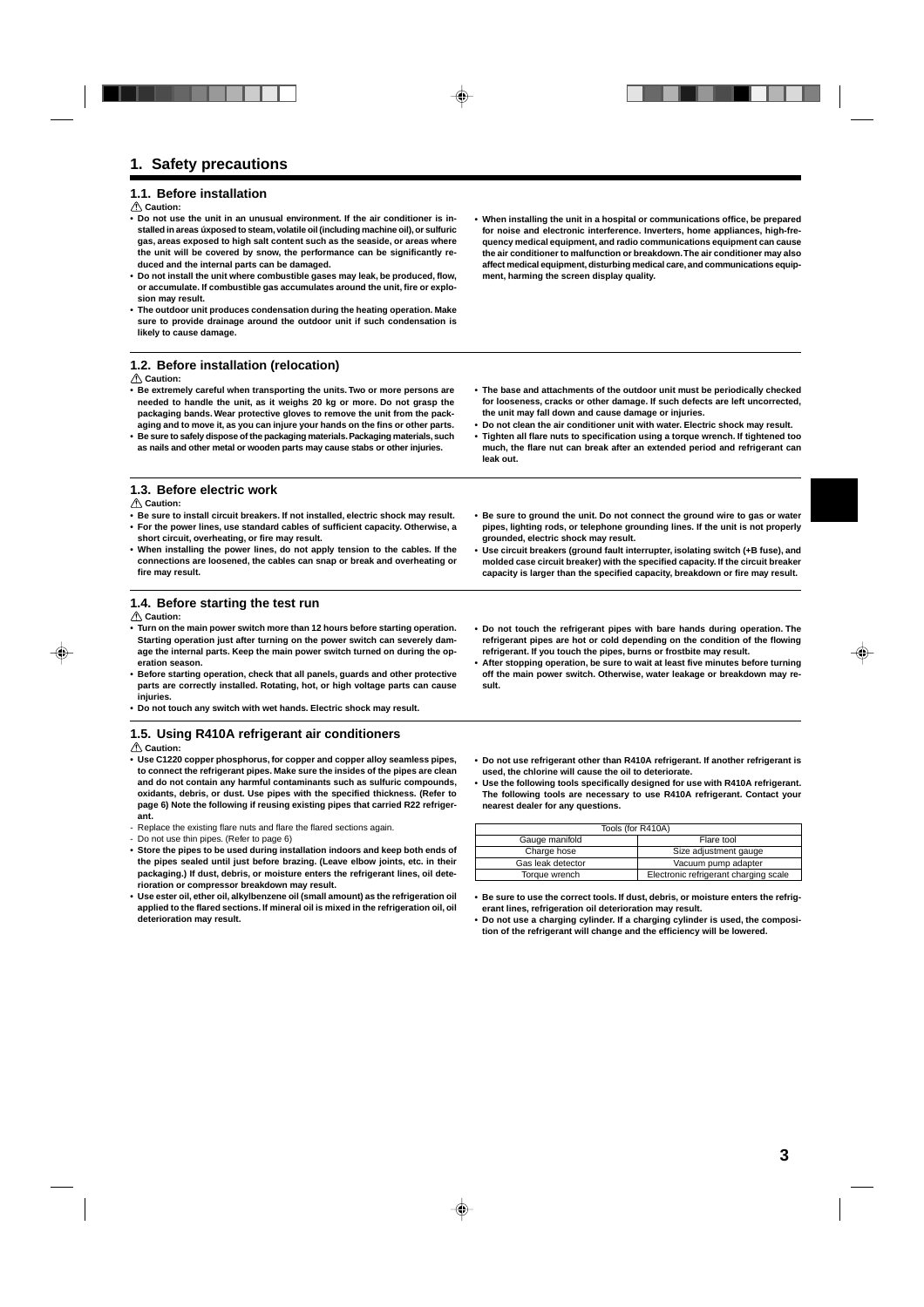# 1. Safety precautions

## 1.1. Before installation

⚠ **Caution:**

- **Do not use the unit in an unusual environment. If the air conditioner is installed in areas úxposed to steam, volatile oil (including machine oil), or sulfuric gas, areas exposed to high salt content such as the seaside, or areas where the unit will be covered by snow, the performance can be significantly reduced and the internal parts can be damaged.**
- **Do not install the unit where combustible gases may leak, be produced, flow, or accumulate. If combustible gas accumulates around the unit, fire or explosion may result.**
- **The outdoor unit produces condensation during the heating operation. Make sure to provide drainage around the outdoor unit if such condensation is likely to cause damage.**
- **When installing the unit in a hospital or communications office, be prepared for noise and electronic interference. Inverters, home appliances, high-frequency medical equipment, and radio communications equipment can cause the air conditioner to malfunction or breakdown. The air conditioner may also affect medical equipment, disturbing medical care, and communications equipment, harming the screen display quality.**

## 1.2. Before installation (relocation)

⚠ **Caution:**

- **Be extremely careful when transporting the units. Two or more persons are needed to handle the unit, as it weighs 20 kg or more. Do not grasp the packaging bands. Wear protective gloves to remove the unit from the packaging and to move it, as you can injure your hands on the fins or other parts.**
- **Be sure to safely dispose of the packaging materials. Packaging materials, such as nails and other metal or wooden parts may cause stabs or other injuries.**
- **The base and attachments of the outdoor unit must be periodically checked for looseness, cracks or other damage. If such defects are left uncorrected, the unit may fall down and cause damage or injuries.**
- **Do not clean the air conditioner unit with water. Electric shock may result.**
- **Tighten all flare nuts to specification using a torque wrench. If tightened too much, the flare nut can break after an extended period and refrigerant can leak out.**

## 1.3. Before electric work

⚠ **Caution:**

- **Be sure to install circuit breakers. If not installed, electric shock may result.**
- **For the power lines, use standard cables of sufficient capacity. Otherwise, a short circuit, overheating, or fire may result.**
- **When installing the power lines, do not apply tension to the cables. If the connections are loosened, the cables can snap or break and overheating or fire may result.**
- **Be sure to ground the unit. Do not connect the ground wire to gas or water pipes, lighting rods, or telephone grounding lines. If the unit is not properly grounded, electric shock may result.**
- **Use circuit breakers (ground fault interrupter, isolating switch (+B fuse), and molded case circuit breaker) with the specified capacity. If the circuit breaker capacity is larger than the specified capacity, breakdown or fire may result.**

## 1.4. Before starting the test run

⚠ **Caution:**

- **Turn on the main power switch more than 12 hours before starting operation. Starting operation just after turning on the power switch can severely damage the internal parts. Keep the main power switch turned on during the operation season.**
- **Before starting operation, check that all panels, guards and other protective parts are correctly installed. Rotating, hot, or high voltage parts can cause injuries.**
- **Do not touch any switch with wet hands. Electric shock may result.**
- **Do not touch the refrigerant pipes with bare hands during operation. The refrigerant pipes are hot or cold depending on the condition of the flowing refrigerant. If you touch the pipes, burns or frostbite may result.**
- **After stopping operation, be sure to wait at least five minutes before turning off the main power switch. Otherwise, water leakage or breakdown may result.**

## 1.5. Using R410A refrigerant air conditioners

⚠ **Caution:**

- **Use C1220 copper phosphorus, for copper and copper alloy seamless pipes, to connect the refrigerant pipes. Make sure the insides of the pipes are clean and do not contain any harmful contaminants such as sulfuric compounds, oxidants, debris, or dust. Use pipes with the specified thickness. (Refer to page 6) Note the following if reusing existing pipes that carried R22 refrigerant.**
  - Replace the existing flare nuts and flare the flared sections again.
  - Do not use thin pipes. (Refer to page 6)
- **Store the pipes to be used during installation indoors and keep both ends of the pipes sealed until just before brazing. (Leave elbow joints, etc. in their packaging.) If dust, debris, or moisture enters the refrigerant lines, oil deterioration or compressor breakdown may result.**
- **Use ester oil, ether oil, alkylbenzene oil (small amount) as the refrigeration oil applied to the flared sections. If mineral oil is mixed in the refrigeration oil, oil deterioration may result.**
- **Do not use refrigerant other than R410A refrigerant. If another refrigerant is used, the chlorine will cause the oil to deteriorate.**
- **Use the following tools specifically designed for use with R410A refrigerant. The following tools are necessary to use R410A refrigerant. Contact your nearest dealer for any questions.**

| Tools (for R410A) | |
|---|---|
| Gauge manifold | Flare tool |
| Charge hose | Size adjustment gauge |
| Gas leak detector | Vacuum pump adapter |
| Torque wrench | Electronic refrigerant charging scale |

- **Be sure to use the correct tools. If dust, debris, or moisture enters the refrigerant lines, refrigeration oil deterioration may result.**
- **Do not use a charging cylinder. If a charging cylinder is used, the composition of the refrigerant will change and the efficiency will be lowered.**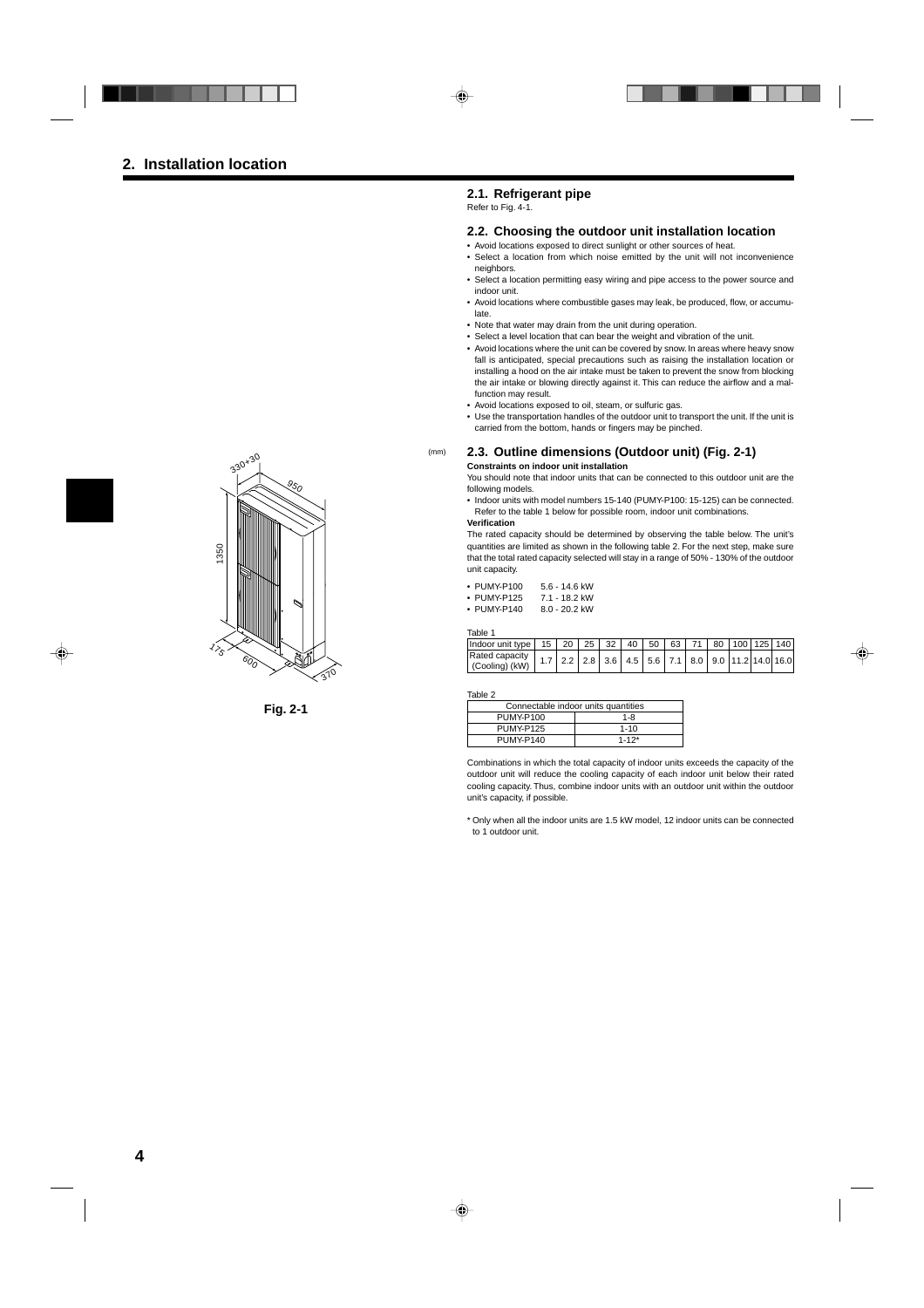# 2. Installation location

## 2.1. Refrigerant pipe

Refer to Fig. 4-1.

## 2.2. Choosing the outdoor unit installation location

- Avoid locations exposed to direct sunlight or other sources of heat.
- Select a location from which noise emitted by the unit will not inconvenience neighbors.
- Select a location permitting easy wiring and pipe access to the power source and indoor unit.
- Avoid locations where combustible gases may leak, be produced, flow, or accumulate.
- Note that water may drain from the unit during operation.
- Select a level location that can bear the weight and vibration of the unit.
- Avoid locations where the unit can be covered by snow. In areas where heavy snow fall is anticipated, special precautions such as raising the installation location or installing a hood on the air intake must be taken to prevent the snow from blocking the air intake or blowing directly against it. This can reduce the airflow and a malfunction may result.
- Avoid locations exposed to oil, steam, or sulfuric gas.
- Use the transportation handles of the outdoor unit to transport the unit. If the unit is carried from the bottom, hands or fingers may be pinched.

(mm)

330+30, 950, 1350, 175, 600, 370

Fig. 2-1

## 2.3. Outline dimensions (Outdoor unit) (Fig. 2-1)

**Constraints on indoor unit installation**

You should note that indoor units that can be connected to this outdoor unit are the following models.

- Indoor units with model numbers 15-140 (PUMY-P100: 15-125) can be connected. Refer to the table 1 below for possible room, indoor unit combinations.

**Verification**

The rated capacity should be determined by observing the table below. The unit's quantities are limited as shown in the following table 2. For the next step, make sure that the total rated capacity selected will stay in a range of 50% - 130% of the outdoor unit capacity.

- PUMY-P100 5.6 - 14.6 kW
- PUMY-P125 7.1 - 18.2 kW
- PUMY-P140 8.0 - 20.2 kW

Table 1

| Indoor unit type | 15 | 20 | 25 | 32 | 40 | 50 | 63 | 71 | 80 | 100 | 125 | 140 |
|---|---|---|---|---|---|---|---|---|---|---|---|---|
| Rated capacity (Cooling) (kW) | 1.7 | 2.2 | 2.8 | 3.6 | 4.5 | 5.6 | 7.1 | 8.0 | 9.0 | 11.2 | 14.0 | 16.0 |

Table 2

| Connectable indoor units quantities | |
|---|---|
| PUMY-P100 | 1-8 |
| PUMY-P125 | 1-10 |
| PUMY-P140 | 1-12* |

Combinations in which the total capacity of indoor units exceeds the capacity of the outdoor unit will reduce the cooling capacity of each indoor unit below their rated cooling capacity. Thus, combine indoor units with an outdoor unit within the outdoor unit's capacity, if possible.

* Only when all the indoor units are 1.5 kW model, 12 indoor units can be connected to 1 outdoor unit.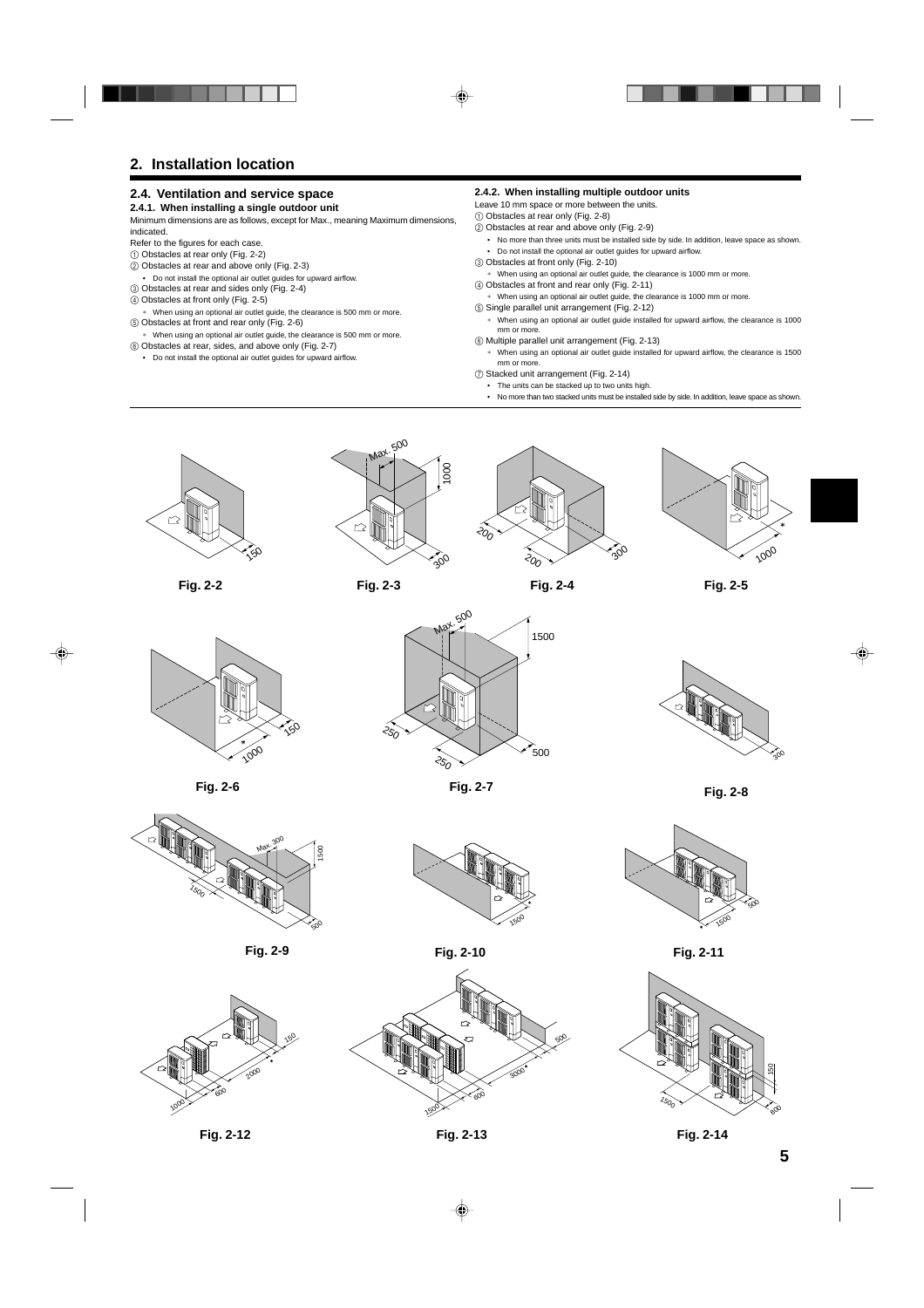## 2. Installation location

### 2.4. Ventilation and service space

#### 2.4.1. When installing a single outdoor unit

Minimum dimensions are as follows, except for Max., meaning Maximum dimensions, indicated.

Refer to the figures for each case.

① Obstacles at rear only (Fig. 2-2)

② Obstacles at rear and above only (Fig. 2-3)

- Do not install the optional air outlet guides for upward airflow.

③ Obstacles at rear and sides only (Fig. 2-4)

④ Obstacles at front only (Fig. 2-5)

* When using an optional air outlet guide, the clearance is 500 mm or more.

⑤ Obstacles at front and rear only (Fig. 2-6)

* When using an optional air outlet guide, the clearance is 500 mm or more.

⑥ Obstacles at rear, sides, and above only (Fig. 2-7)

- Do not install the optional air outlet guides for upward airflow.

#### 2.4.2. When installing multiple outdoor units

Leave 10 mm space or more between the units.

① Obstacles at rear only (Fig. 2-8)

② Obstacles at rear and above only (Fig. 2-9)

- No more than three units must be installed side by side. In addition, leave space as shown.
- Do not install the optional air outlet guides for upward airflow.

③ Obstacles at front only (Fig. 2-10)

* When using an optional air outlet guide, the clearance is 1000 mm or more.

④ Obstacles at front and rear only (Fig. 2-11)

* When using an optional air outlet guide, the clearance is 1000 mm or more.

⑤ Single parallel unit arrangement (Fig. 2-12)

* When using an optional air outlet guide installed for upward airflow, the clearance is 1000 mm or more.

⑥ Multiple parallel unit arrangement (Fig. 2-13)

* When using an optional air outlet guide installed for upward airflow, the clearance is 1500 mm or more.

⑦ Stacked unit arrangement (Fig. 2-14)

- The units can be stacked up to two units high.
- No more than two stacked units must be installed side by side. In addition, leave space as shown.

Fig. 2-2

Fig. 2-3

Fig. 2-4

Fig. 2-5

Fig. 2-6

Fig. 2-7

Fig. 2-8

Fig. 2-9

Fig. 2-10

Fig. 2-11

Fig. 2-12

Fig. 2-13

Fig. 2-14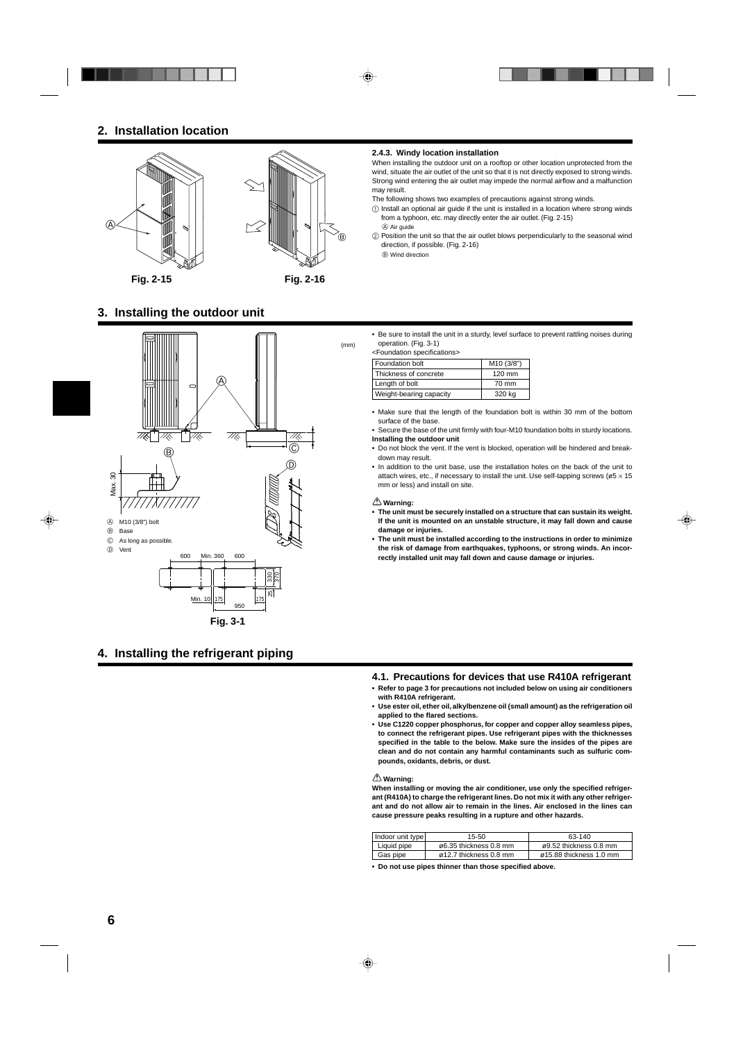## 2. Installation location

Fig. 2-15

Fig. 2-16

#### 2.4.3. Windy location installation

When installing the outdoor unit on a rooftop or other location unprotected from the wind, situate the air outlet of the unit so that it is not directly exposed to strong winds. Strong wind entering the air outlet may impede the normal airflow and a malfunction may result.

The following shows two examples of precautions against strong winds.

① Install an optional air guide if the unit is installed in a location where strong winds from a typhoon, etc. may directly enter the air outlet. (Fig. 2-15)
Ⓐ Air guide

② Position the unit so that the air outlet blows perpendicularly to the seasonal wind direction, if possible. (Fig. 2-16)
Ⓑ Wind direction

## 3. Installing the outdoor unit

Ⓐ M10 (3/8") bolt
Ⓑ Base
Ⓒ As long as possible.
Ⓓ Vent

Fig. 3-1

- Be sure to install the unit in a sturdy, level surface to prevent rattling noises during operation. (Fig. 3-1)

<Foundation specifications>

| Foundation bolt | M10 (3/8") |
|---|---|
| Thickness of concrete | 120 mm |
| Length of bolt | 70 mm |
| Weight-bearing capacity | 320 kg |

- Make sure that the length of the foundation bolt is within 30 mm of the bottom surface of the base.
- Secure the base of the unit firmly with four-M10 foundation bolts in sturdy locations.

**Installing the outdoor unit**

- Do not block the vent. If the vent is blocked, operation will be hindered and breakdown may result.
- In addition to the unit base, use the installation holes on the back of the unit to attach wires, etc., if necessary to install the unit. Use self-tapping screws (ø5 × 15 mm or less) and install on site.

⚠ **Warning:**

- **The unit must be securely installed on a structure that can sustain its weight. If the unit is mounted on an unstable structure, it may fall down and cause damage or injuries.**
- **The unit must be installed according to the instructions in order to minimize the risk of damage from earthquakes, typhoons, or strong winds. An incorrectly installed unit may fall down and cause damage or injuries.**

## 4. Installing the refrigerant piping

### 4.1. Precautions for devices that use R410A refrigerant

- **Refer to page 3 for precautions not included below on using air conditioners with R410A refrigerant.**
- **Use ester oil, ether oil, alkylbenzene oil (small amount) as the refrigeration oil applied to the flared sections.**
- **Use C1220 copper phosphorus, for copper and copper alloy seamless pipes, to connect the refrigerant pipes. Use refrigerant pipes with the thicknesses specified in the table to the below. Make sure the insides of the pipes are clean and do not contain any harmful contaminants such as sulfuric compounds, oxidants, debris, or dust.**

⚠ **Warning:**

**When installing or moving the air conditioner, use only the specified refrigerant (R410A) to charge the refrigerant lines. Do not mix it with any other refrigerant and do not allow air to remain in the lines. Air enclosed in the lines can cause pressure peaks resulting in a rupture and other hazards.**

| Indoor unit type | 15-50 | 63-140 |
|---|---|---|
| Liquid pipe | ø6.35 thickness 0.8 mm | ø9.52 thickness 0.8 mm |
| Gas pipe | ø12.7 thickness 0.8 mm | ø15.88 thickness 1.0 mm |

- **Do not use pipes thinner than those specified above.**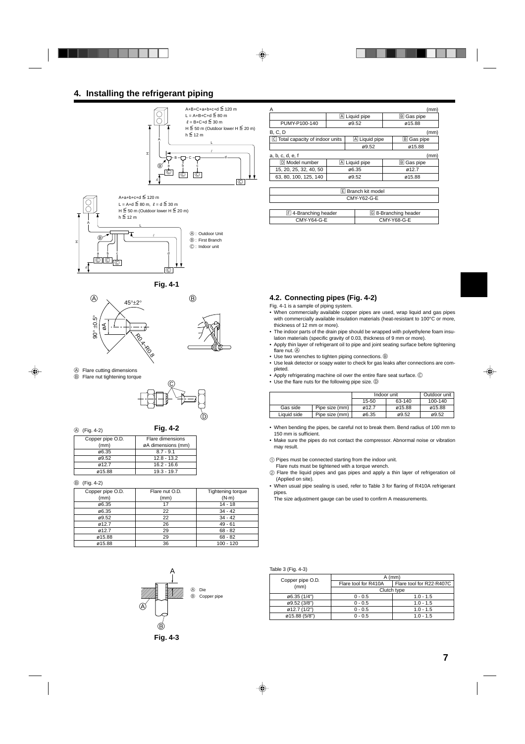## 4. Installing the refrigerant piping

A+B+C+a+b+c+d ≦ 120 m
L = A+B+C+d ≦ 80 m
ℓ = B+C+d ≦ 30 m
H ≦ 50 m (Outdoor lower H ≦ 20 m)
h ≦ 12 m

A+a+b+c+d ≦ 120 m
L = A+d ≦ 80 m, ℓ = d ≦ 30 m
H ≦ 50 m (Outdoor lower H ≦ 20 m)
h ≦ 12 m

Ⓐ : Outdoor Unit
Ⓑ : First Branch
Ⓒ : Indoor unit

**Fig. 4-1**

A (mm)

| | A Liquid pipe | B Gas pipe |
|---|---|---|
| PUMY-P100-140 | ø9.52 | ø15.88 |

B, C, D (mm)

| C Total capacity of indoor units | A Liquid pipe | B Gas pipe |
|---|---|---|
| | ø9.52 | ø15.88 |

a, b, c, d, e, f (mm)

| D Model number | A Liquid pipe | B Gas pipe |
|---|---|---|
| 15, 20, 25, 32, 40, 50 | ø6.35 | ø12.7 |
| 63, 80, 100, 125, 140 | ø9.52 | ø15.88 |

| E Branch kit model |
|---|
| CMY-Y62-G-E |

| F 4-Branching header | G 8-Branching header |
|---|---|
| CMY-Y64-G-E | CMY-Y68-G-E |

Ⓐ Flare cutting dimensions
Ⓑ Flare nut tightening torque

**Fig. 4-2**

Ⓐ (Fig. 4-2)

| Copper pipe O.D. (mm) | Flare dimensions øA dimensions (mm) |
|---|---|
| ø6.35 | 8.7 - 9.1 |
| ø9.52 | 12.8 - 13.2 |
| ø12.7 | 16.2 - 16.6 |
| ø15.88 | 19.3 - 19.7 |

Ⓑ (Fig. 4-2)

| Copper pipe O.D. (mm) | Flare nut O.D. (mm) | Tightening torque (N·m) |
|---|---|---|
| ø6.35 | 17 | 14 - 18 |
| ø6.35 | 22 | 34 - 42 |
| ø9.52 | 22 | 34 - 42 |
| ø12.7 | 26 | 49 - 61 |
| ø12.7 | 29 | 68 - 82 |
| ø15.88 | 29 | 68 - 82 |
| ø15.88 | 36 | 100 - 120 |

### 4.2. Connecting pipes (Fig. 4-2)

Fig. 4-1 is a sample of piping system.

- When commercially available copper pipes are used, wrap liquid and gas pipes with commercially available insulation materials (heat-resistant to 100°C or more, thickness of 12 mm or more).
- The indoor parts of the drain pipe should be wrapped with polyethylene foam insulation materials (specific gravity of 0.03, thickness of 9 mm or more).
- Apply thin layer of refrigerant oil to pipe and joint seating surface before tightening flare nut. Ⓐ
- Use two wrenches to tighten piping connections. Ⓑ
- Use leak detector or soapy water to check for gas leaks after connections are completed.
- Apply refrigerating machine oil over the entire flare seat surface. Ⓒ
- Use the flare nuts for the following pipe size. Ⓓ

| | | Indoor unit | | Outdoor unit |
|---|---|---|---|---|
| | | 15-50 | 63-140 | 100-140 |
| Gas side | Pipe size (mm) | ø12.7 | ø15.88 | ø15.88 |
| Liquid side | Pipe size (mm) | ø6.35 | ø9.52 | ø9.52 |

- When bending the pipes, be careful not to break them. Bend radius of 100 mm to 150 mm is sufficient.
- Make sure the pipes do not contact the compressor. Abnormal noise or vibration may result.

① Pipes must be connected starting from the indoor unit.
Flare nuts must be tightened with a torque wrench.
② Flare the liquid pipes and gas pipes and apply a thin layer of refrigeration oil (Applied on site).

- When usual pipe sealing is used, refer to Table 3 for flaring of R410A refrigerant pipes.
The size adjustment gauge can be used to confirm A measurements.

Ⓐ Die
Ⓑ Copper pipe

**Fig. 4-3**

Table 3 (Fig. 4-3)

| Copper pipe O.D. (mm) | A (mm) | |
|---|---|---|
| | Flare tool for R410A | Flare tool for R22·R407C |
| | Clutch type | |
| ø6.35 (1/4") | 0 - 0.5 | 1.0 - 1.5 |
| ø9.52 (3/8") | 0 - 0.5 | 1.0 - 1.5 |
| ø12.7 (1/2") | 0 - 0.5 | 1.0 - 1.5 |
| ø15.88 (5/8") | 0 - 0.5 | 1.0 - 1.5 |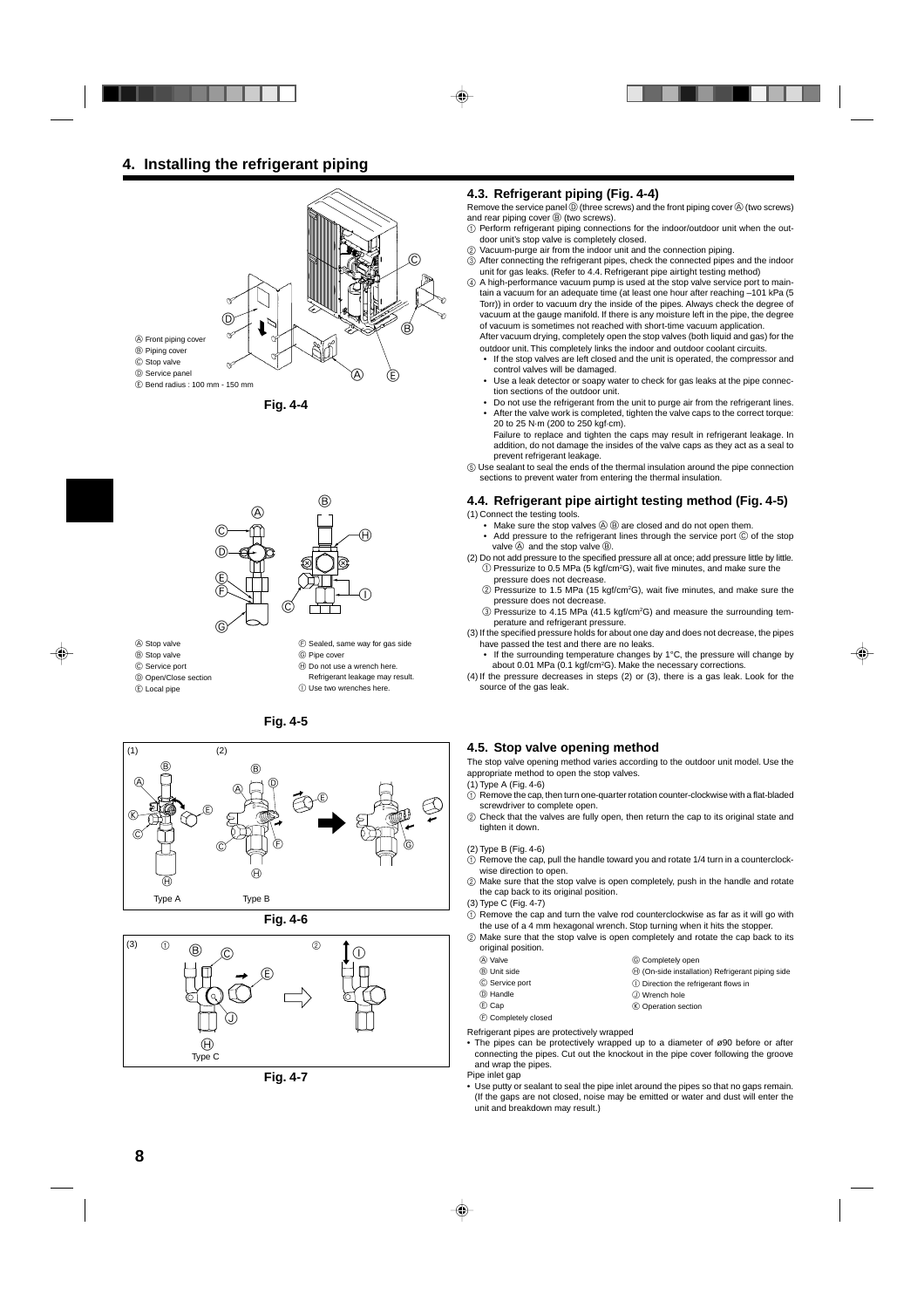## 4. Installing the refrigerant piping

Ⓐ Front piping cover
Ⓑ Piping cover
Ⓒ Stop valve
Ⓓ Service panel
Ⓔ Bend radius : 100 mm - 150 mm

**Fig. 4-4**

Ⓐ Stop valve
Ⓑ Stop valve
Ⓒ Service port
Ⓓ Open/Close section
Ⓔ Local pipe
Ⓕ Sealed, same way for gas side
Ⓖ Pipe cover
Ⓗ Do not use a wrench here. Refrigerant leakage may result.
Ⓘ Use two wrenches here.

**Fig. 4-5**

Type A

Type B

**Fig. 4-6**

Type C

**Fig. 4-7**

### 4.3. Refrigerant piping (Fig. 4-4)

Remove the service panel Ⓓ (three screws) and the front piping cover Ⓐ (two screws) and rear piping cover Ⓑ (two screws).

① Perform refrigerant piping connections for the indoor/outdoor unit when the outdoor unit's stop valve is completely closed.
② Vacuum-purge air from the indoor unit and the connection piping.
③ After connecting the refrigerant pipes, check the connected pipes and the indoor unit for gas leaks. (Refer to 4.4. Refrigerant pipe airtight testing method)
④ A high-performance vacuum pump is used at the stop valve service port to maintain a vacuum for an adequate time (at least one hour after reaching –101 kPa (5 Torr)) in order to vacuum dry the inside of the pipes. Always check the degree of vacuum at the gauge manifold. If there is any moisture left in the pipe, the degree of vacuum is sometimes not reached with short-time vacuum application.
After vacuum drying, completely open the stop valves (both liquid and gas) for the outdoor unit. This completely links the indoor and outdoor coolant circuits.
- If the stop valves are left closed and the unit is operated, the compressor and control valves will be damaged.
- Use a leak detector or soapy water to check for gas leaks at the pipe connection sections of the outdoor unit.
- Do not use the refrigerant from the unit to purge air from the refrigerant lines.
- After the valve work is completed, tighten the valve caps to the correct torque: 20 to 25 N·m (200 to 250 kgf·cm).
Failure to replace and tighten the caps may result in refrigerant leakage. In addition, do not damage the insides of the valve caps as they act as a seal to prevent refrigerant leakage.

⑤ Use sealant to seal the ends of the thermal insulation around the pipe connection sections to prevent water from entering the thermal insulation.

### 4.4. Refrigerant pipe airtight testing method (Fig. 4-5)

(1) Connect the testing tools.
- Make sure the stop valves Ⓐ Ⓑ are closed and do not open them.
- Add pressure to the refrigerant lines through the service port Ⓒ of the stop valve Ⓐ and the stop valve Ⓑ.

(2) Do not add pressure to the specified pressure all at once; add pressure little by little.
① Pressurize to 0.5 MPa (5 kgf/cm²G), wait five minutes, and make sure the pressure does not decrease.
② Pressurize to 1.5 MPa (15 kgf/cm²G), wait five minutes, and make sure the pressure does not decrease.
③ Pressurize to 4.15 MPa (41.5 kgf/cm²G) and measure the surrounding temperature and refrigerant pressure.

(3) If the specified pressure holds for about one day and does not decrease, the pipes have passed the test and there are no leaks.
- If the surrounding temperature changes by 1°C, the pressure will change by about 0.01 MPa (0.1 kgf/cm²G). Make the necessary corrections.

(4) If the pressure decreases in steps (2) or (3), there is a gas leak. Look for the source of the gas leak.

### 4.5. Stop valve opening method

The stop valve opening method varies according to the outdoor unit model. Use the appropriate method to open the stop valves.

(1) Type A (Fig. 4-6)
① Remove the cap, then turn one-quarter rotation counter-clockwise with a flat-bladed screwdriver to complete open.
② Check that the valves are fully open, then return the cap to its original state and tighten it down.

(2) Type B (Fig. 4-6)
① Remove the cap, pull the handle toward you and rotate 1/4 turn in a counterclockwise direction to open.
② Make sure that the stop valve is open completely, push in the handle and rotate the cap back to its original position.

(3) Type C (Fig. 4-7)
① Remove the cap and turn the valve rod counterclockwise as far as it will go with the use of a 4 mm hexagonal wrench. Stop turning when it hits the stopper.
② Make sure that the stop valve is open completely and rotate the cap back to its original position.

Ⓐ Valve
Ⓑ Unit side
Ⓒ Service port
Ⓓ Handle
Ⓔ Cap
Ⓕ Completely closed
Ⓖ Completely open
Ⓗ (On-side installation) Refrigerant piping side
Ⓘ Direction the refrigerant flows in
Ⓙ Wrench hole
Ⓚ Operation section

Refrigerant pipes are protectively wrapped
- The pipes can be protectively wrapped up to a diameter of ø90 before or after connecting the pipes. Cut out the knockout in the pipe cover following the groove and wrap the pipes.

Pipe inlet gap
- Use putty or sealant to seal the pipe inlet around the pipes so that no gaps remain. (If the gaps are not closed, noise may be emitted or water and dust will enter the unit and breakdown may result.)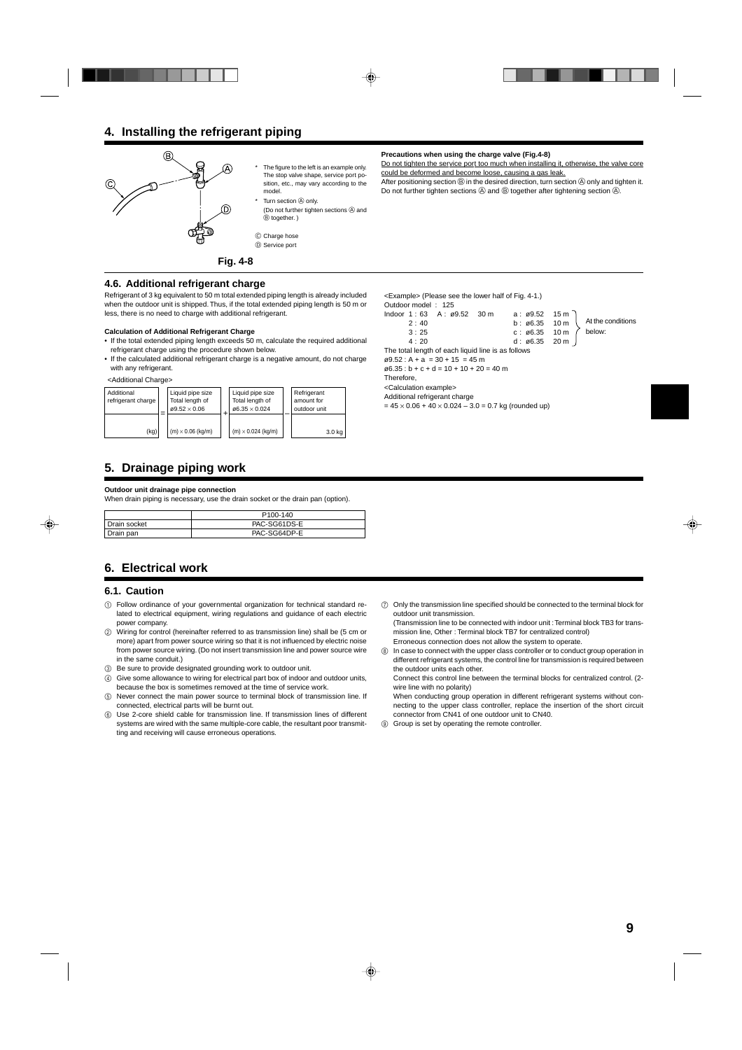# 4. Installing the refrigerant piping

Ⓑ Ⓐ Ⓒ Ⓓ

- \* The figure to the left is an example only. The stop valve shape, service port position, etc., may vary according to the model.
- \* Turn section Ⓐ only. (Do not further tighten sections Ⓐ and Ⓑ together.)

Ⓒ Charge hose
Ⓓ Service port

**Fig. 4-8**

**Precautions when using the charge valve (Fig.4-8)**

Do not tighten the service port too much when installing it, otherwise, the valve core could be deformed and become loose, causing a gas leak.

After positioning section Ⓑ in the desired direction, turn section Ⓐ only and tighten it. Do not further tighten sections Ⓐ and Ⓑ together after tightening section Ⓐ.

## 4.6. Additional refrigerant charge

Refrigerant of 3 kg equivalent to 50 m total extended piping length is already included when the outdoor unit is shipped. Thus, if the total extended piping length is 50 m or less, there is no need to charge with additional refrigerant.

**Calculation of Additional Refrigerant Charge**

- If the total extended piping length exceeds 50 m, calculate the required additional refrigerant charge using the procedure shown below.
- If the calculated additional refrigerant charge is a negative amount, do not charge with any refrigerant.

<Additional Charge>

| Additional refrigerant charge | | Liquid pipe size Total length of ø9.52 × 0.06 | | Liquid pipe size Total length of ø6.35 × 0.024 | | Refrigerant amount for outdoor unit |
|---|---|---|---|---|---|---|
| (kg) | = | (m) × 0.06 (kg/m) | + | (m) × 0.024 (kg/m) | – | 3.0 kg |

<Example> (Please see the lower half of Fig. 4-1.)

Outdoor model : 125

Indoor 1 : 63 A : ø9.52 30 m
2 : 40
3 : 25
4 : 20

a : ø9.52 15 m
b : ø6.35 10 m
c : ø6.35 10 m
d : ø6.35 20 m

At the conditions below:

The total length of each liquid line is as follows

ø9.52 : A + a = 30 + 15 = 45 m

ø6.35 : b + c + d = 10 + 10 + 20 = 40 m

Therefore,

<Calculation example>

Additional refrigerant charge

= 45 × 0.06 + 40 × 0.024 – 3.0 = 0.7 kg (rounded up)

# 5. Drainage piping work

**Outdoor unit drainage pipe connection**

When drain piping is necessary, use the drain socket or the drain pan (option).

| | P100-140 |
|---|---|
| Drain socket | PAC-SG61DS-E |
| Drain pan | PAC-SG64DP-E |

# 6. Electrical work

## 6.1. Caution

① Follow ordinance of your governmental organization for technical standard related to electrical equipment, wiring regulations and guidance of each electric power company.

② Wiring for control (hereinafter referred to as transmission line) shall be (5 cm or more) apart from power source wiring so that it is not influenced by electric noise from power source wiring. (Do not insert transmission line and power source wire in the same conduit.)

③ Be sure to provide designated grounding work to outdoor unit.

④ Give some allowance to wiring for electrical part box of indoor and outdoor units, because the box is sometimes removed at the time of service work.

⑤ Never connect the main power source to terminal block of transmission line. If connected, electrical parts will be burnt out.

⑥ Use 2-core shield cable for transmission line. If transmission lines of different systems are wired with the same multiple-core cable, the resultant poor transmitting and receiving will cause erroneous operations.

⑦ Only the transmission line specified should be connected to the terminal block for outdoor unit transmission.
(Transmission line to be connected with indoor unit : Terminal block TB3 for transmission line, Other : Terminal block TB7 for centralized control)
Erroneous connection does not allow the system to operate.

⑧ In case to connect with the upper class controller or to conduct group operation in different refrigerant systems, the control line for transmission is required between the outdoor units each other.
Connect this control line between the terminal blocks for centralized control. (2-wire line with no polarity)
When conducting group operation in different refrigerant systems without connecting to the upper class controller, replace the insertion of the short circuit connector from CN41 of one outdoor unit to CN40.

⑨ Group is set by operating the remote controller.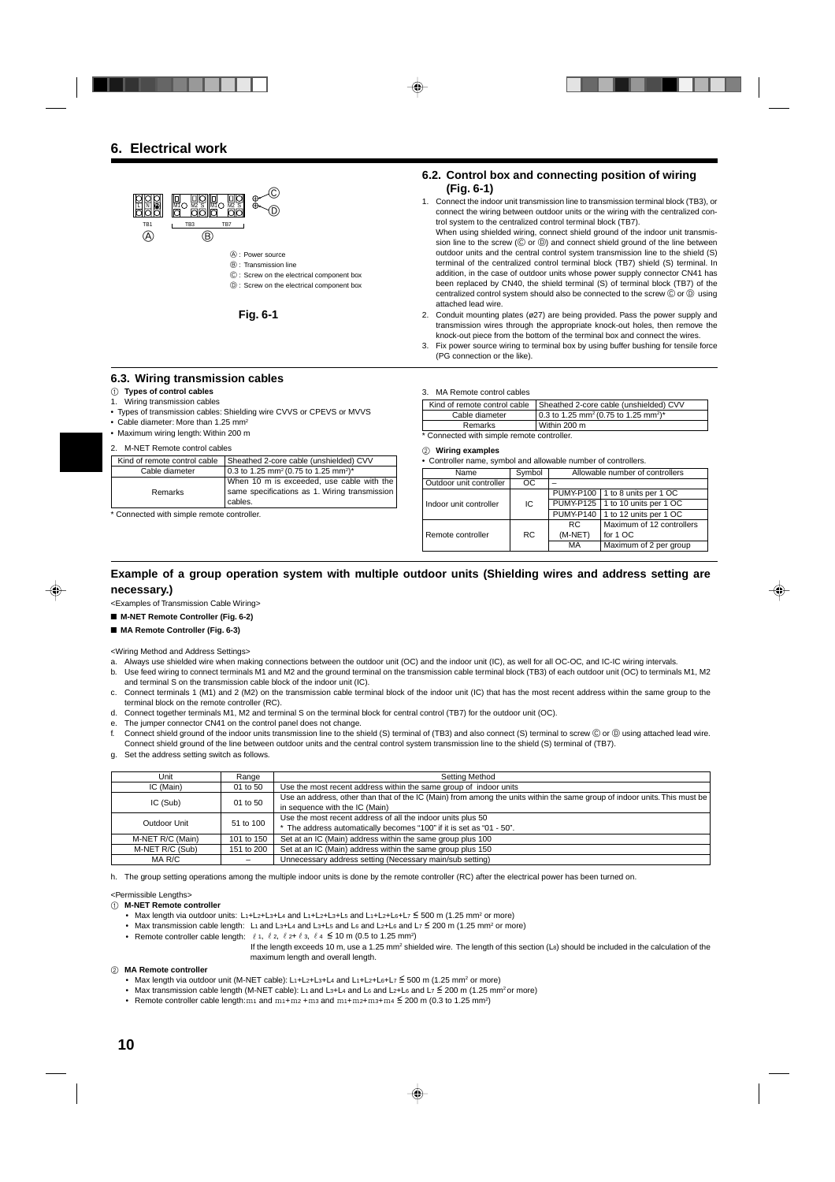# 6. Electrical work

TB1 TB3 TB7

Ⓐ : Power source
Ⓑ : Transmission line
Ⓒ : Screw on the electrical component box
Ⓓ : Screw on the electrical component box

**Fig. 6-1**

## 6.2. Control box and connecting position of wiring (Fig. 6-1)

1. Connect the indoor unit transmission line to transmission terminal block (TB3), or connect the wiring between outdoor units or the wiring with the centralized control system to the centralized control terminal block (TB7).
   When using shielded wiring, connect shield ground of the indoor unit transmission line to the screw (Ⓒ or Ⓓ) and connect shield ground of the line between outdoor units and the central control system transmission line to the shield (S) terminal of the centralized control terminal block (TB7) shield (S) terminal. In addition, in the case of outdoor units whose power supply connector CN41 has been replaced by CN40, the shield terminal (S) of terminal block (TB7) of the centralized control system should also be connected to the screw Ⓒ or Ⓓ using attached lead wire.
2. Conduit mounting plates (ø27) are being provided. Pass the power supply and transmission wires through the appropriate knock-out holes, then remove the knock-out piece from the bottom of the terminal box and connect the wires.
3. Fix power source wiring to terminal box by using buffer bushing for tensile force (PG connection or the like).

## 6.3. Wiring transmission cables

① **Types of control cables**

1. Wiring transmission cables
• Types of transmission cables: Shielding wire CVVS or CPEVS or MVVS
• Cable diameter: More than 1.25 mm²
• Maximum wiring length: Within 200 m

2. M-NET Remote control cables

| Kind of remote control cable | Sheathed 2-core cable (unshielded) CVV |
|---|---|
| Cable diameter | 0.3 to 1.25 mm² (0.75 to 1.25 mm²)* |
| Remarks | When 10 m is exceeded, use cable with the same specifications as 1. Wiring transmission cables. |

\* Connected with simple remote controller.

3. MA Remote control cables

| Kind of remote control cable | Sheathed 2-core cable (unshielded) CVV |
|---|---|
| Cable diameter | 0.3 to 1.25 mm² (0.75 to 1.25 mm²)* |
| Remarks | Within 200 m |

\* Connected with simple remote controller.

② **Wiring examples**

• Controller name, symbol and allowable number of controllers.

| Name | Symbol | Allowable number of controllers | |
|---|---|---|---|
| Outdoor unit controller | OC | – | |
| Indoor unit controller | IC | PUMY-P100 | 1 to 8 units per 1 OC |
| | | PUMY-P125 | 1 to 10 units per 1 OC |
| | | PUMY-P140 | 1 to 12 units per 1 OC |
| Remote controller | RC | RC (M-NET) | Maximum of 12 controllers for 1 OC |
| | | MA | Maximum of 2 per group |

### Example of a group operation system with multiple outdoor units (Shielding wires and address setting are necessary.)

<Examples of Transmission Cable Wiring>

■ **M-NET Remote Controller (Fig. 6-2)**

■ **MA Remote Controller (Fig. 6-3)**

<Wiring Method and Address Settings>

a. Always use shielded wire when making connections between the outdoor unit (OC) and the indoor unit (IC), as well for all OC-OC, and IC-IC wiring intervals.
b. Use feed wiring to connect terminals M1 and M2 and the ground terminal on the transmission cable terminal block (TB3) of each outdoor unit (OC) to terminals M1, M2 and terminal S on the transmission cable block of the indoor unit (IC).
c. Connect terminals 1 (M1) and 2 (M2) on the transmission cable terminal block of the indoor unit (IC) that has the most recent address within the same group to the terminal block on the remote controller (RC).
d. Connect together terminals M1, M2 and terminal S on the terminal block for central control (TB7) for the outdoor unit (OC).
e. The jumper connector CN41 on the control panel does not change.
f. Connect shield ground of the indoor units transmission line to the shield (S) terminal of (TB3) and also connect (S) terminal to screw Ⓒ or Ⓓ using attached lead wire. Connect shield ground of the line between outdoor units and the central control system transmission line to the shield (S) terminal of (TB7).
g. Set the address setting switch as follows.

| Unit | Range | Setting Method |
|---|---|---|
| IC (Main) | 01 to 50 | Use the most recent address within the same group of indoor units |
| IC (Sub) | 01 to 50 | Use an address, other than that of the IC (Main) from among the units within the same group of indoor units. This must be in sequence with the IC (Main) |
| Outdoor Unit | 51 to 100 | Use the most recent address of all the indoor units plus 50<br>* The address automatically becomes "100" if it is set as "01 - 50". |
| M-NET R/C (Main) | 101 to 150 | Set at an IC (Main) address within the same group plus 100 |
| M-NET R/C (Sub) | 151 to 200 | Set at an IC (Main) address within the same group plus 150 |
| MA R/C | – | Unnecessary address setting (Necessary main/sub setting) |

h. The group setting operations among the multiple indoor units is done by the remote controller (RC) after the electrical power has been turned on.

<Permissible Lengths>

① **M-NET Remote controller**

• Max length via outdoor units: $L_1+L_2+L_3+L_4$ and $L_1+L_2+L_3+L_5$ and $L_1+L_2+L_6+L_7 \leqq 500$ m (1.25 mm² or more)
• Max transmission cable length: $L_1$ and $L_3+L_4$ and $L_3+L_5$ and $L_6$ and $L_2+L_6$ and $L_7 \leqq 200$ m (1.25 mm² or more)
• Remote controller cable length: $\ell_1$, $\ell_2$, $\ell_2+\ell_3$, $\ell_4 \leqq 10$ m (0.5 to 1.25 mm²)
  If the length exceeds 10 m, use a 1.25 mm² shielded wire. The length of this section ($L_8$) should be included in the calculation of the maximum length and overall length.

② **MA Remote controller**

• Max length via outdoor unit (M-NET cable): $L_1+L_2+L_3+L_4$ and $L_1+L_2+L_6+L_7 \leqq 500$ m (1.25 mm² or more)
• Max transmission cable length (M-NET cable): $L_1$ and $L_3+L_4$ and $L_6$ and $L_2+L_6$ and $L_7 \leqq 200$ m (1.25 mm² or more)
• Remote controller cable length: $m_1$ and $m_1+m_2+m_3$ and $m_1+m_2+m_3+m_4 \leqq 200$ m (0.3 to 1.25 mm²)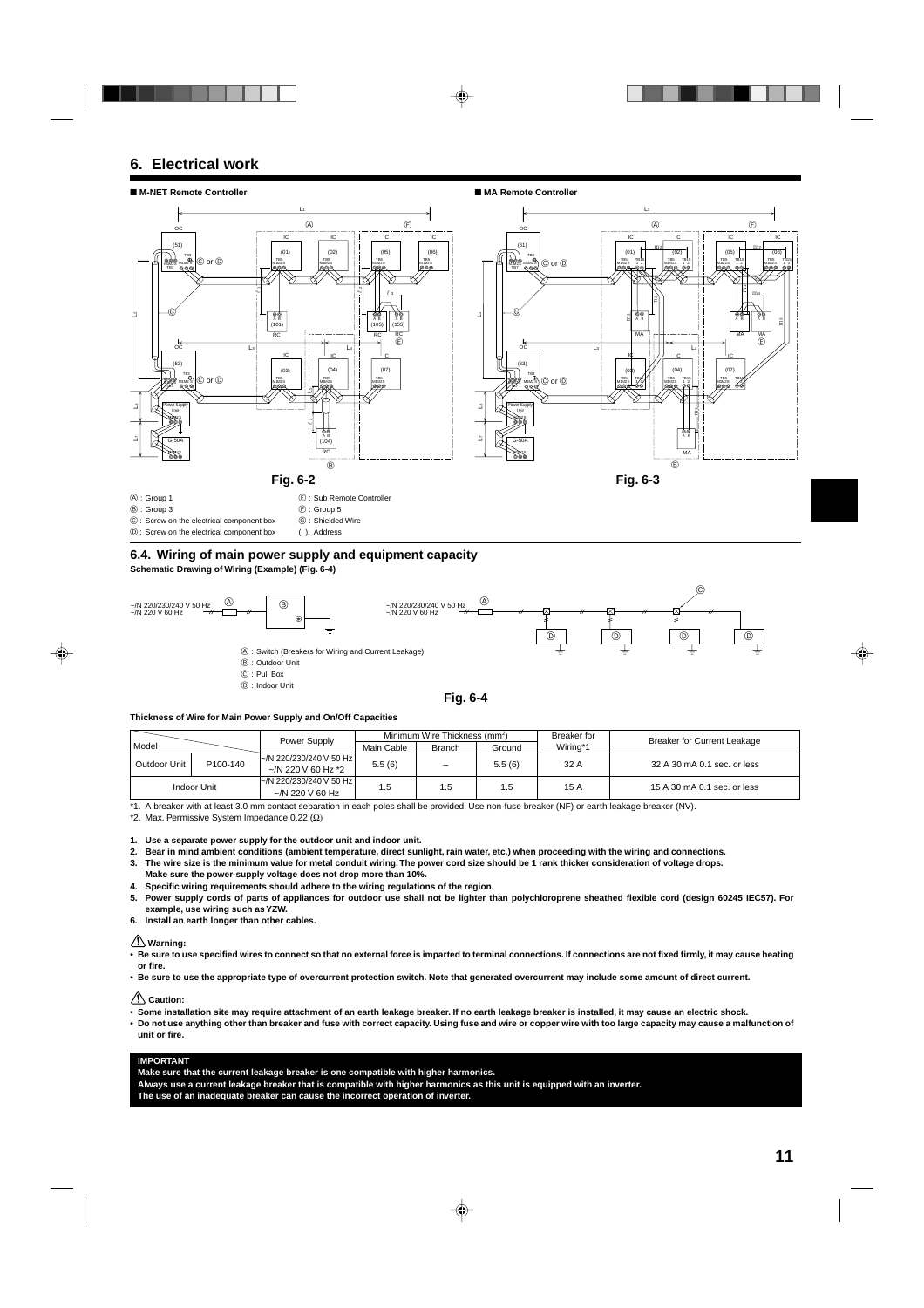## 6. Electrical work

■ M-NET Remote Controller

■ MA Remote Controller

Fig. 6-2

Fig. 6-3

Ⓐ : Group 1
Ⓑ : Group 3
Ⓒ : Screw on the electrical component box
Ⓓ : Screw on the electrical component box
Ⓔ : Sub Remote Controller
Ⓕ : Group 5
Ⓖ : Shielded Wire
( ): Address

### 6.4. Wiring of main power supply and equipment capacity

**Schematic Drawing of Wiring (Example) (Fig. 6-4)**

Ⓐ : Switch (Breakers for Wiring and Current Leakage)
Ⓑ : Outdoor Unit
Ⓒ : Pull Box
Ⓓ : Indoor Unit

Fig. 6-4

**Thickness of Wire for Main Power Supply and On/Off Capacities**

| Model | | Power Supply | Minimum Wire Thickness (mm²) | | | Breaker for Wiring*1 | Breaker for Current Leakage |
|---|---|---|---|---|---|---|---|
| | | | Main Cable | Branch | Ground | | |
| Outdoor Unit | P100-140 | ~/N 220/230/240 V 50 Hz ~/N 220 V 60 Hz *2 | 5.5 (6) | – | 5.5 (6) | 32 A | 32 A 30 mA 0.1 sec. or less |
| Indoor Unit | | ~/N 220/230/240 V 50 Hz ~/N 220 V 60 Hz | 1.5 | 1.5 | 1.5 | 15 A | 15 A 30 mA 0.1 sec. or less |

*1. A breaker with at least 3.0 mm contact separation in each poles shall be provided. Use non-fuse breaker (NF) or earth leakage breaker (NV).

*2. Max. Permissive System Impedance 0.22 (Ω)

1. **Use a separate power supply for the outdoor unit and indoor unit.**
2. **Bear in mind ambient conditions (ambient temperature, direct sunlight, rain water, etc.) when proceeding with the wiring and connections.**
3. **The wire size is the minimum value for metal conduit wiring. The power cord size should be 1 rank thicker consideration of voltage drops. Make sure the power-supply voltage does not drop more than 10%.**
4. **Specific wiring requirements should adhere to the wiring regulations of the region.**
5. **Power supply cords of parts of appliances for outdoor use shall not be lighter than polychloroprene sheathed flexible cord (design 60245 IEC57). For example, use wiring such as YZW.**
6. **Install an earth longer than other cables.**

⚠ **Warning:**

- **Be sure to use specified wires to connect so that no external force is imparted to terminal connections. If connections are not fixed firmly, it may cause heating or fire.**
- **Be sure to use the appropriate type of overcurrent protection switch. Note that generated overcurrent may include some amount of direct current.**

⚠ **Caution:**

- **Some installation site may require attachment of an earth leakage breaker. If no earth leakage breaker is installed, it may cause an electric shock.**
- **Do not use anything other than breaker and fuse with correct capacity. Using fuse and wire or copper wire with too large capacity may cause a malfunction of unit or fire.**

**IMPORTANT**
**Make sure that the current leakage breaker is one compatible with higher harmonics.**
**Always use a current leakage breaker that is compatible with higher harmonics as this unit is equipped with an inverter.**
**The use of an inadequate breaker can cause the incorrect operation of inverter.**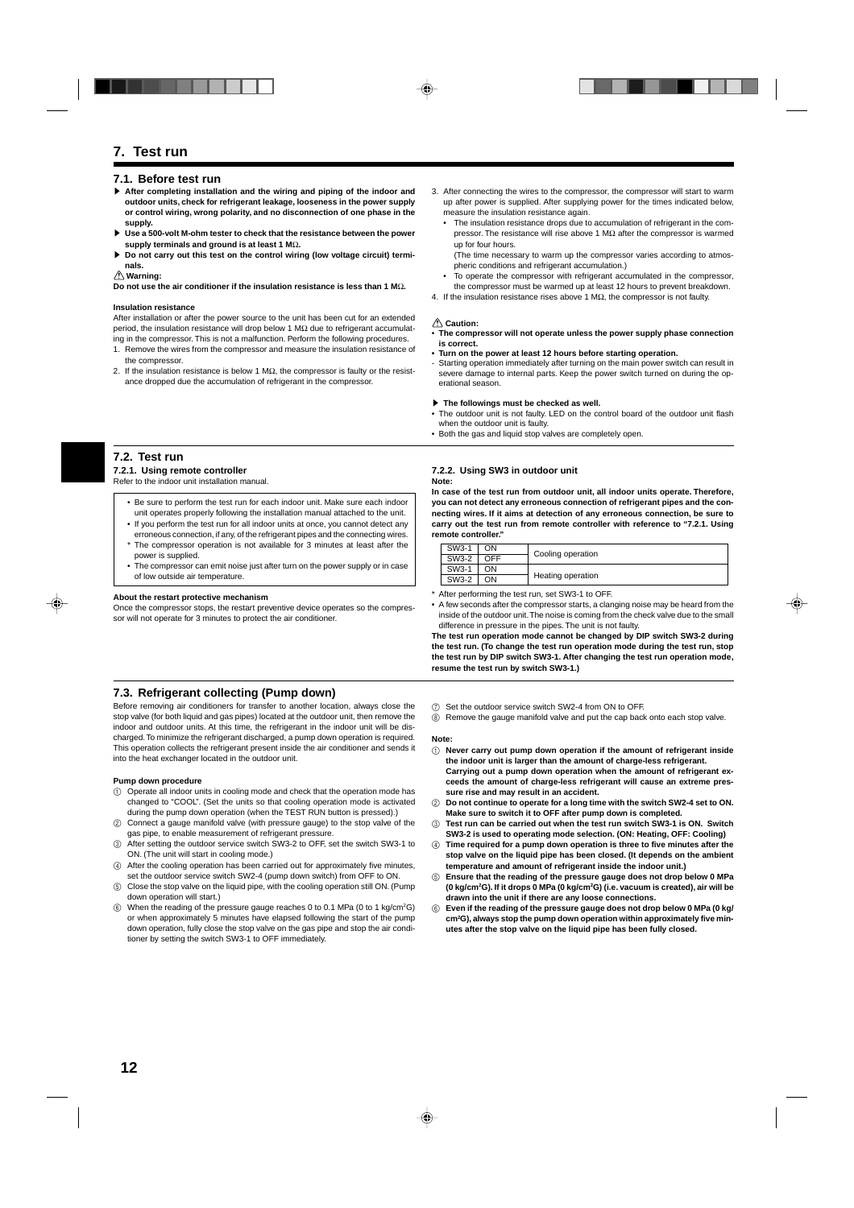# 7. Test run

## 7.1. Before test run

- **After completing installation and the wiring and piping of the indoor and outdoor units, check for refrigerant leakage, looseness in the power supply or control wiring, wrong polarity, and no disconnection of one phase in the supply.**
- **Use a 500-volt M-ohm tester to check that the resistance between the power supply terminals and ground is at least 1 MΩ.**
- **Do not carry out this test on the control wiring (low voltage circuit) terminals.**

⚠ **Warning:**

**Do not use the air conditioner if the insulation resistance is less than 1 MΩ.**

**Insulation resistance**

After installation or after the power source to the unit has been cut for an extended period, the insulation resistance will drop below 1 MΩ due to refrigerant accumulating in the compressor. This is not a malfunction. Perform the following procedures.

1. Remove the wires from the compressor and measure the insulation resistance of the compressor.
2. If the insulation resistance is below 1 MΩ, the compressor is faulty or the resistance dropped due the accumulation of refrigerant in the compressor.
3. After connecting the wires to the compressor, the compressor will start to warm up after power is supplied. After supplying power for the times indicated below, measure the insulation resistance again.
   - The insulation resistance drops due to accumulation of refrigerant in the compressor. The resistance will rise above 1 MΩ after the compressor is warmed up for four hours.
     (The time necessary to warm up the compressor varies according to atmospheric conditions and refrigerant accumulation.)
   - To operate the compressor with refrigerant accumulated in the compressor, the compressor must be warmed up at least 12 hours to prevent breakdown.
4. If the insulation resistance rises above 1 MΩ, the compressor is not faulty.

⚠ **Caution:**

- **The compressor will not operate unless the power supply phase connection is correct.**
- **Turn on the power at least 12 hours before starting operation.**
- Starting operation immediately after turning on the main power switch can result in severe damage to internal parts. Keep the power switch turned on during the operational season.

▶ **The followings must be checked as well.**

- The outdoor unit is not faulty. LED on the control board of the outdoor unit flash when the outdoor unit is faulty.
- Both the gas and liquid stop valves are completely open.

## 7.2. Test run

### 7.2.1. Using remote controller

Refer to the indoor unit installation manual.

- Be sure to perform the test run for each indoor unit. Make sure each indoor unit operates properly following the installation manual attached to the unit.
- If you perform the test run for all indoor units at once, you cannot detect any erroneous connection, if any, of the refrigerant pipes and the connecting wires.
- \* The compressor operation is not available for 3 minutes at least after the power is supplied.
- The compressor can emit noise just after turn on the power supply or in case of low outside air temperature.

**About the restart protective mechanism**

Once the compressor stops, the restart preventive device operates so the compressor will not operate for 3 minutes to protect the air conditioner.

### 7.2.2. Using SW3 in outdoor unit

**Note:**

**In case of the test run from outdoor unit, all indoor units operate. Therefore, you can not detect any erroneous connection of refrigerant pipes and the connecting wires. If it aims at detection of any erroneous connection, be sure to carry out the test run from remote controller with reference to "7.2.1. Using remote controller."**

| Switch | Setting | Operation |
|---|---|---|
| SW3-1 | ON | Cooling operation |
| SW3-2 | OFF | |
| SW3-1 | ON | Heating operation |
| SW3-2 | ON | |

\* After performing the test run, set SW3-1 to OFF.

- A few seconds after the compressor starts, a clanging noise may be heard from the inside of the outdoor unit. The noise is coming from the check valve due to the small difference in pressure in the pipes. The unit is not faulty.

**The test run operation mode cannot be changed by DIP switch SW3-2 during the test run. (To change the test run operation mode during the test run, stop the test run by DIP switch SW3-1. After changing the test run operation mode, resume the test run by switch SW3-1.)**

## 7.3. Refrigerant collecting (Pump down)

Before removing air conditioners for transfer to another location, always close the stop valve (for both liquid and gas pipes) located at the outdoor unit, then remove the indoor and outdoor units. At this time, the refrigerant in the indoor unit will be discharged. To minimize the refrigerant discharged, a pump down operation is required. This operation collects the refrigerant present inside the air conditioner and sends it into the heat exchanger located in the outdoor unit.

**Pump down procedure**

① Operate all indoor units in cooling mode and check that the operation mode has changed to "COOL". (Set the units so that cooling operation mode is activated during the pump down operation (when the TEST RUN button is pressed).)
② Connect a gauge manifold valve (with pressure gauge) to the stop valve of the gas pipe, to enable measurement of refrigerant pressure.
③ After setting the outdoor service switch SW3-2 to OFF, set the switch SW3-1 to ON. (The unit will start in cooling mode.)
④ After the cooling operation has been carried out for approximately five minutes, set the outdoor service switch SW2-4 (pump down switch) from OFF to ON.
⑤ Close the stop valve on the liquid pipe, with the cooling operation still ON. (Pump down operation will start.)
⑥ When the reading of the pressure gauge reaches 0 to 0.1 MPa (0 to 1 kg/cm²G) or when approximately 5 minutes have elapsed following the start of the pump down operation, fully close the stop valve on the gas pipe and stop the air conditioner by setting the switch SW3-1 to OFF immediately.
⑦ Set the outdoor service switch SW2-4 from ON to OFF.
⑧ Remove the gauge manifold valve and put the cap back onto each stop valve.

**Note:**

① **Never carry out pump down operation if the amount of refrigerant inside the indoor unit is larger than the amount of charge-less refrigerant. Carrying out a pump down operation when the amount of refrigerant exceeds the amount of charge-less refrigerant will cause an extreme pressure rise and may result in an accident.**
② **Do not continue to operate for a long time with the switch SW2-4 set to ON. Make sure to switch it to OFF after pump down is completed.**
③ **Test run can be carried out when the test run switch SW3-1 is ON. Switch SW3-2 is used to operating mode selection. (ON: Heating, OFF: Cooling)**
④ **Time required for a pump down operation is three to five minutes after the stop valve on the liquid pipe has been closed. (It depends on the ambient temperature and amount of refrigerant inside the indoor unit.)**
⑤ **Ensure that the reading of the pressure gauge does not drop below 0 MPa (0 kg/cm²G). If it drops 0 MPa (0 kg/cm²G) (i.e. vacuum is created), air will be drawn into the unit if there are any loose connections.**
⑥ **Even if the reading of the pressure gauge does not drop below 0 MPa (0 kg/cm²G), always stop the pump down operation within approximately five minutes after the stop valve on the liquid pipe has been fully closed.**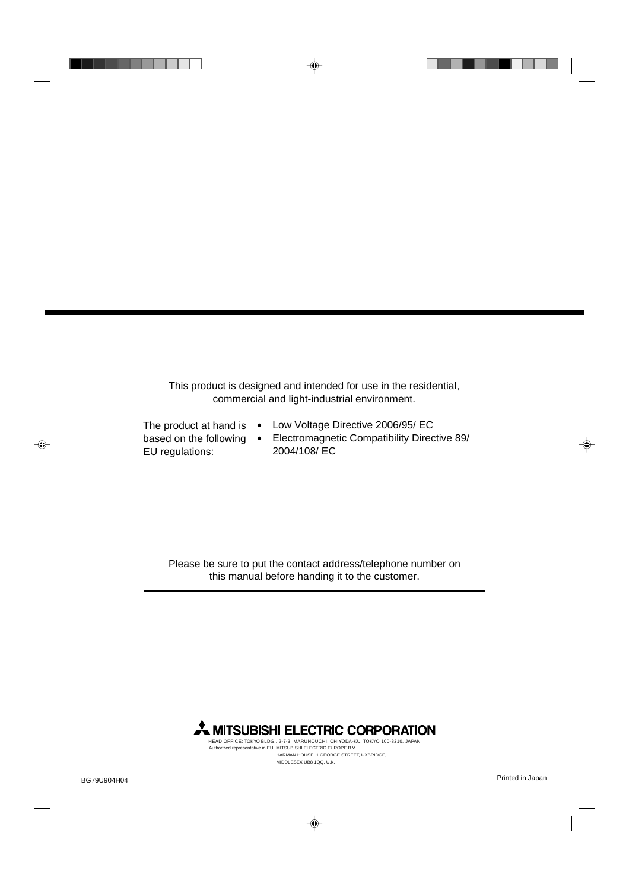This product is designed and intended for use in the residential, commercial and light-industrial environment.

The product at hand is based on the following EU regulations:

- Low Voltage Directive 2006/95/ EC
- Electromagnetic Compatibility Directive 89/ 2004/108/ EC

Please be sure to put the contact address/telephone number on this manual before handing it to the customer.

| |
|---|
| |

**MITSUBISHI ELECTRIC CORPORATION**

HEAD OFFICE: TOKYO BLDG., 2-7-3, MARUNOUCHI, CHIYODA-KU, TOKYO 100-8310, JAPAN
Authorized representative in EU: MITSUBISHI ELECTRIC EUROPE B.V
HARMAN HOUSE, 1 GEORGE STREET, UXBRIDGE,
MIDDLESEX UB8 1QQ, U.K.

BG79U904H04

Printed in Japan